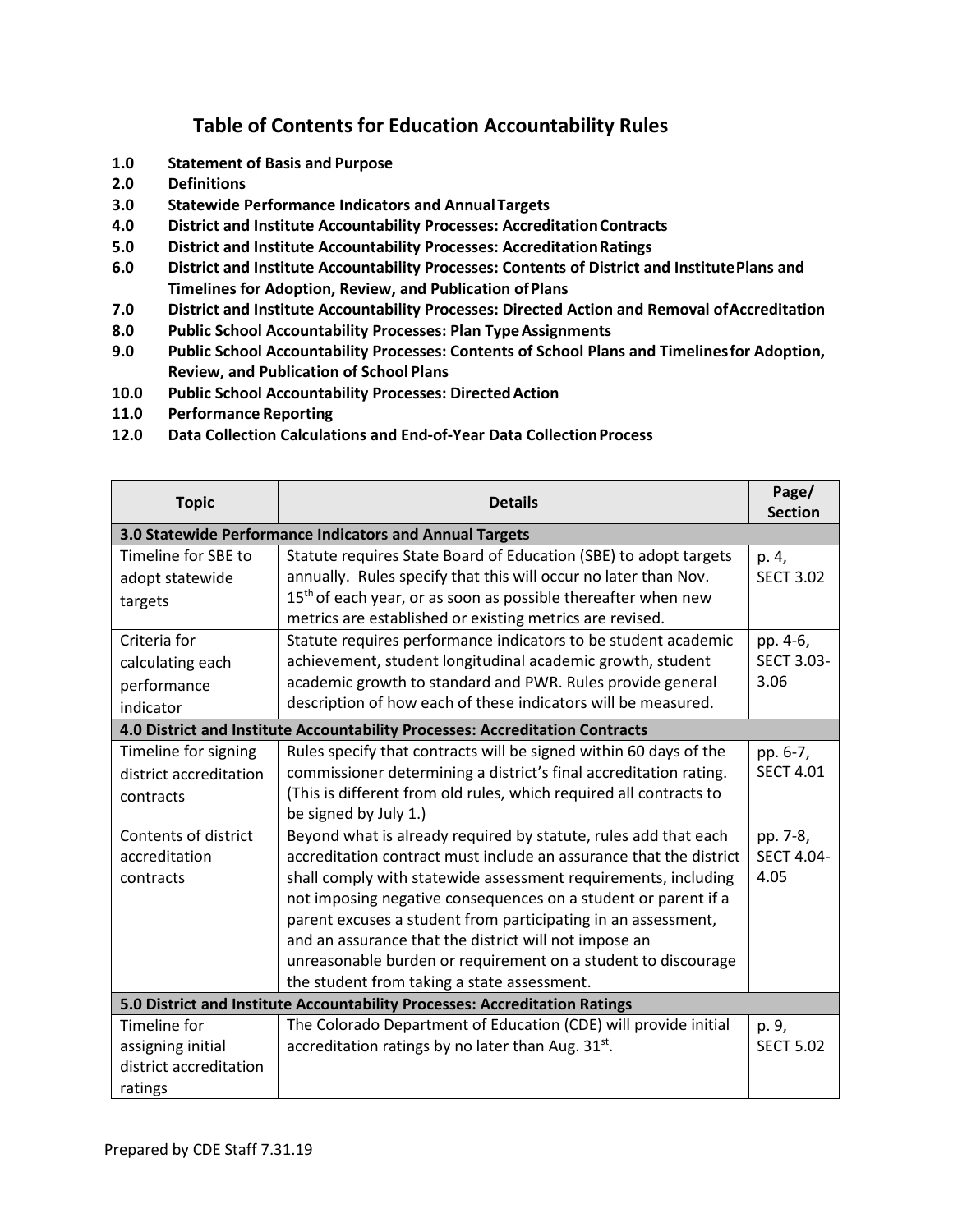# Table of Contents for Education Accountability Rules

**1.0 Statement of Basis and Purpose**
**2.0 Definitions**
**3.0 Statewide Performance Indicators and Annual Targets**
**4.0 District and Institute Accountability Processes: Accreditation Contracts**
**5.0 District and Institute Accountability Processes: Accreditation Ratings**
**6.0 District and Institute Accountability Processes: Contents of District and Institute Plans and Timelines for Adoption, Review, and Publication of Plans**
**7.0 District and Institute Accountability Processes: Directed Action and Removal of Accreditation**
**8.0 Public School Accountability Processes: Plan Type Assignments**
**9.0 Public School Accountability Processes: Contents of School Plans and Timelines for Adoption, Review, and Publication of School Plans**
**10.0 Public School Accountability Processes: Directed Action**
**11.0 Performance Reporting**
**12.0 Data Collection Calculations and End-of-Year Data Collection Process**

| Topic | Details | Page/ Section |
|---|---|---|
| **3.0 Statewide Performance Indicators and Annual Targets** | | |
| Timeline for SBE to adopt statewide targets | Statute requires State Board of Education (SBE) to adopt targets annually. Rules specify that this will occur no later than Nov. 15th of each year, or as soon as possible thereafter when new metrics are established or existing metrics are revised. | p. 4, SECT 3.02 |
| Criteria for calculating each performance indicator | Statute requires performance indicators to be student academic achievement, student longitudinal academic growth, student academic growth to standard and PWR. Rules provide general description of how each of these indicators will be measured. | pp. 4-6, SECT 3.03-3.06 |
| **4.0 District and Institute Accountability Processes: Accreditation Contracts** | | |
| Timeline for signing district accreditation contracts | Rules specify that contracts will be signed within 60 days of the commissioner determining a district's final accreditation rating. (This is different from old rules, which required all contracts to be signed by July 1.) | pp. 6-7, SECT 4.01 |
| Contents of district accreditation contracts | Beyond what is already required by statute, rules add that each accreditation contract must include an assurance that the district shall comply with statewide assessment requirements, including not imposing negative consequences on a student or parent if a parent excuses a student from participating in an assessment, and an assurance that the district will not impose an unreasonable burden or requirement on a student to discourage the student from taking a state assessment. | pp. 7-8, SECT 4.04-4.05 |
| **5.0 District and Institute Accountability Processes: Accreditation Ratings** | | |
| Timeline for assigning initial district accreditation ratings | The Colorado Department of Education (CDE) will provide initial accreditation ratings by no later than Aug. 31st. | p. 9, SECT 5.02 |

Prepared by CDE Staff 7.31.19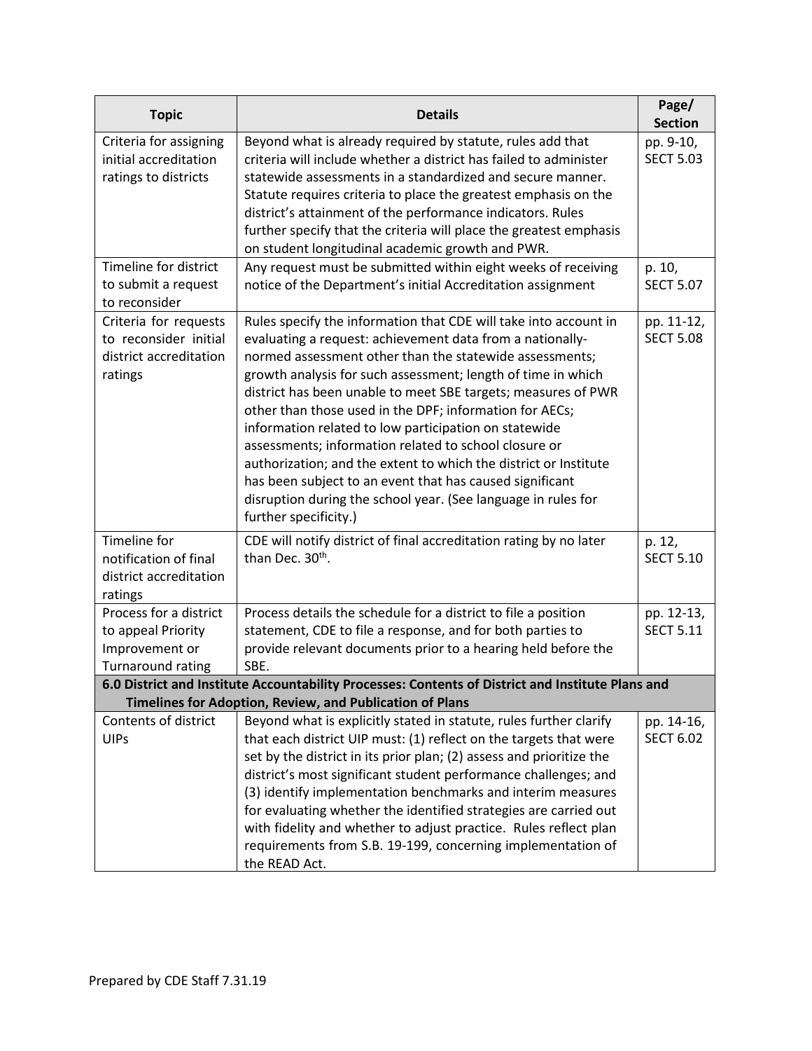| Topic | Details | Page/ Section |
|---|---|---|
| Criteria for assigning initial accreditation ratings to districts | Beyond what is already required by statute, rules add that criteria will include whether a district has failed to administer statewide assessments in a standardized and secure manner. Statute requires criteria to place the greatest emphasis on the district's attainment of the performance indicators. Rules further specify that the criteria will place the greatest emphasis on student longitudinal academic growth and PWR. | pp. 9-10, SECT 5.03 |
| Timeline for district to submit a request to reconsider | Any request must be submitted within eight weeks of receiving notice of the Department's initial Accreditation assignment | p. 10, SECT 5.07 |
| Criteria for requests to reconsider initial district accreditation ratings | Rules specify the information that CDE will take into account in evaluating a request: achievement data from a nationally-normed assessment other than the statewide assessments; growth analysis for such assessment; length of time in which district has been unable to meet SBE targets; measures of PWR other than those used in the DPF; information for AECs; information related to low participation on statewide assessments; information related to school closure or authorization; and the extent to which the district or Institute has been subject to an event that has caused significant disruption during the school year. (See language in rules for further specificity.) | pp. 11-12, SECT 5.08 |
| Timeline for notification of final district accreditation ratings | CDE will notify district of final accreditation rating by no later than Dec. 30th. | p. 12, SECT 5.10 |
| Process for a district to appeal Priority Improvement or Turnaround rating | Process details the schedule for a district to file a position statement, CDE to file a response, and for both parties to provide relevant documents prior to a hearing held before the SBE. | pp. 12-13, SECT 5.11 |
| **6.0 District and Institute Accountability Processes: Contents of District and Institute Plans and Timelines for Adoption, Review, and Publication of Plans** | | |
| Contents of district UIPs | Beyond what is explicitly stated in statute, rules further clarify that each district UIP must: (1) reflect on the targets that were set by the district in its prior plan; (2) assess and prioritize the district's most significant student performance challenges; and (3) identify implementation benchmarks and interim measures for evaluating whether the identified strategies are carried out with fidelity and whether to adjust practice. Rules reflect plan requirements from S.B. 19-199, concerning implementation of the READ Act. | pp. 14-16, SECT 6.02 |

Prepared by CDE Staff 7.31.19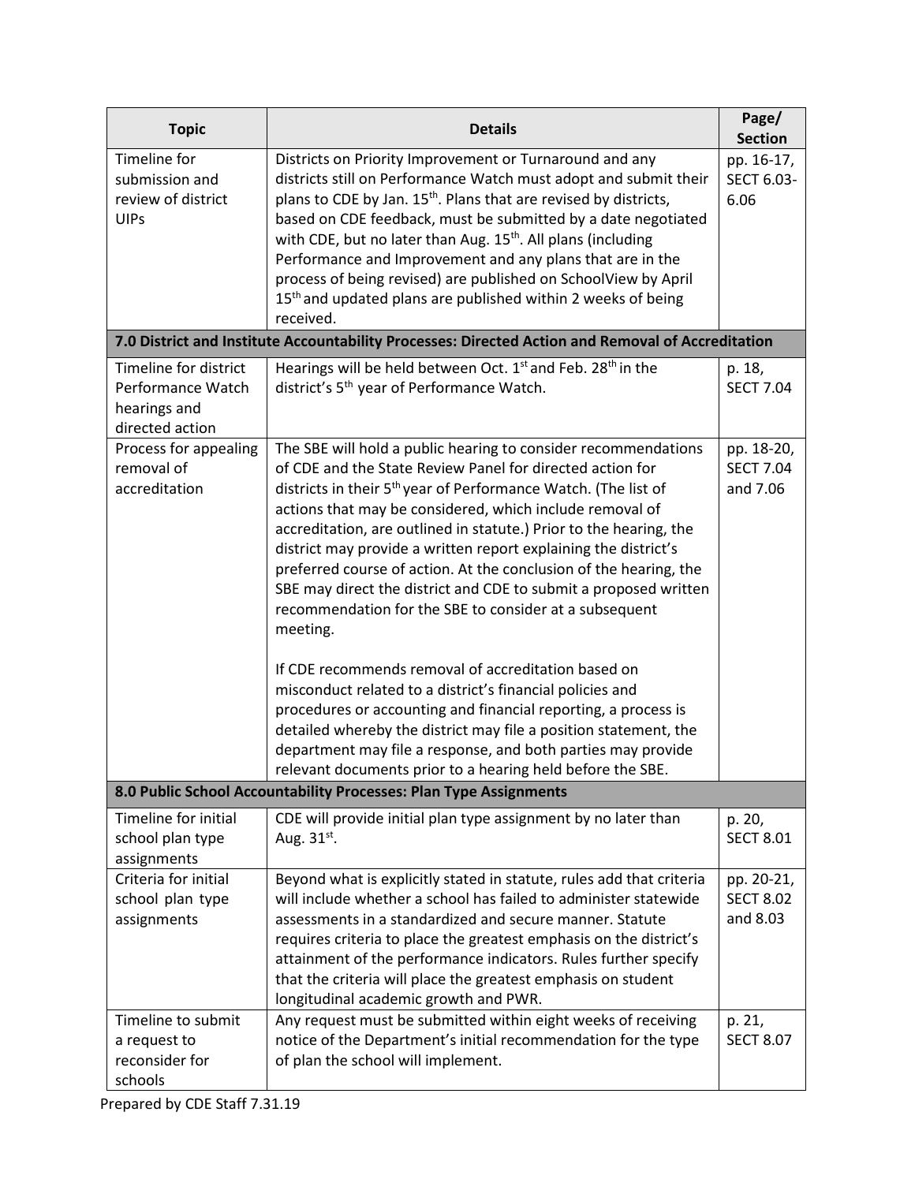| Topic | Details | Page/ Section |
|---|---|---|
| Timeline for submission and review of district UIPs | Districts on Priority Improvement or Turnaround and any districts still on Performance Watch must adopt and submit their plans to CDE by Jan. 15th. Plans that are revised by districts, based on CDE feedback, must be submitted by a date negotiated with CDE, but no later than Aug. 15th. All plans (including Performance and Improvement and any plans that are in the process of being revised) are published on SchoolView by April 15th and updated plans are published within 2 weeks of being received. | pp. 16-17, SECT 6.03-6.06 |
| **7.0 District and Institute Accountability Processes: Directed Action and Removal of Accreditation** | | |
| Timeline for district Performance Watch hearings and directed action | Hearings will be held between Oct. 1st and Feb. 28th in the district's 5th year of Performance Watch. | p. 18, SECT 7.04 |
| Process for appealing removal of accreditation | The SBE will hold a public hearing to consider recommendations of CDE and the State Review Panel for directed action for districts in their 5th year of Performance Watch. (The list of actions that may be considered, which include removal of accreditation, are outlined in statute.) Prior to the hearing, the district may provide a written report explaining the district's preferred course of action. At the conclusion of the hearing, the SBE may direct the district and CDE to submit a proposed written recommendation for the SBE to consider at a subsequent meeting.<br><br>If CDE recommends removal of accreditation based on misconduct related to a district's financial policies and procedures or accounting and financial reporting, a process is detailed whereby the district may file a position statement, the department may file a response, and both parties may provide relevant documents prior to a hearing held before the SBE. | pp. 18-20, SECT 7.04 and 7.06 |
| **8.0 Public School Accountability Processes: Plan Type Assignments** | | |
| Timeline for initial school plan type assignments | CDE will provide initial plan type assignment by no later than Aug. 31st. | p. 20, SECT 8.01 |
| Criteria for initial school plan type assignments | Beyond what is explicitly stated in statute, rules add that criteria will include whether a school has failed to administer statewide assessments in a standardized and secure manner. Statute requires criteria to place the greatest emphasis on the district's attainment of the performance indicators. Rules further specify that the criteria will place the greatest emphasis on student longitudinal academic growth and PWR. | pp. 20-21, SECT 8.02 and 8.03 |
| Timeline to submit a request to reconsider for schools | Any request must be submitted within eight weeks of receiving notice of the Department's initial recommendation for the type of plan the school will implement. | p. 21, SECT 8.07 |

Prepared by CDE Staff 7.31.19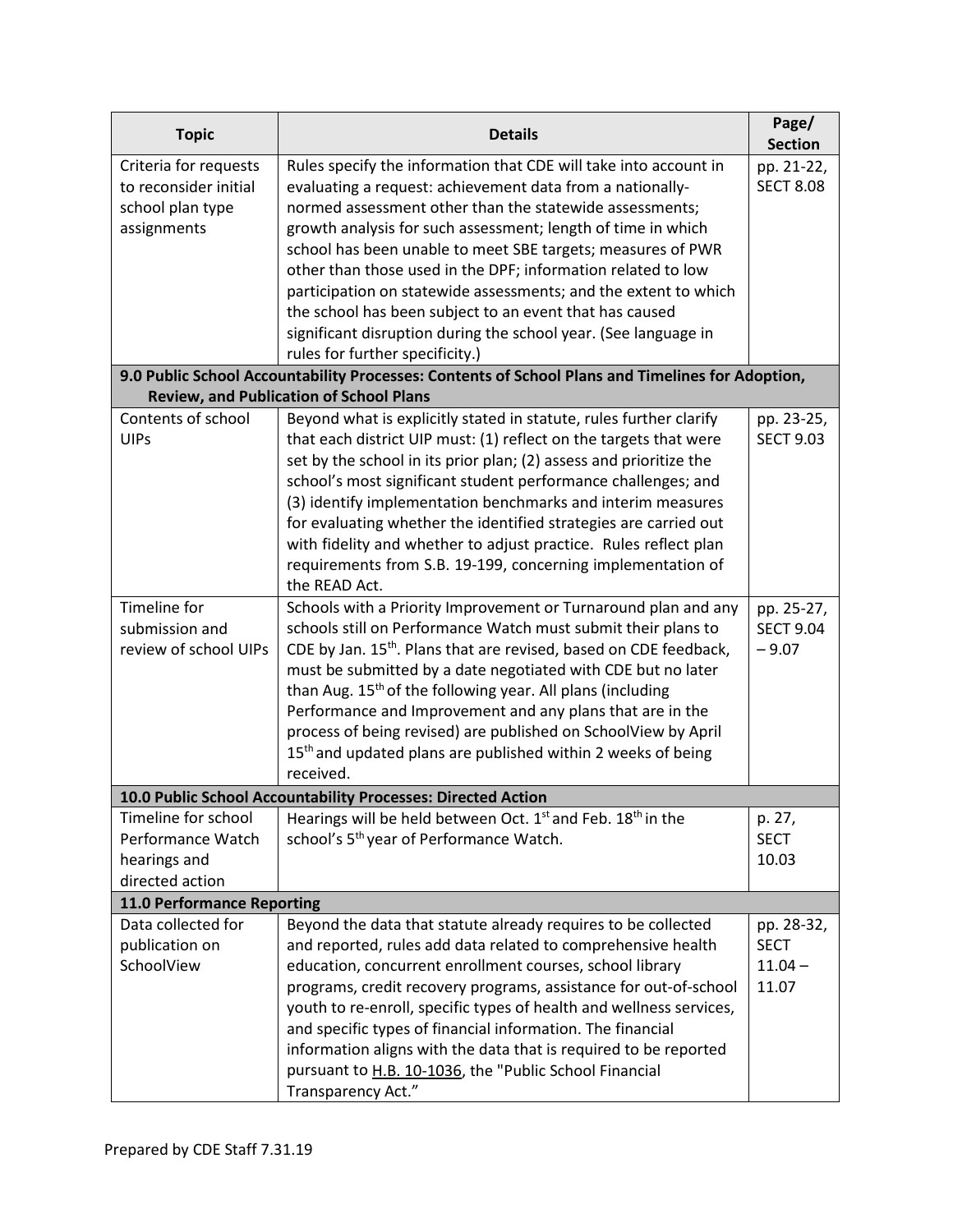| Topic | Details | Page/ Section |
| --- | --- | --- |
| Criteria for requests to reconsider initial school plan type assignments | Rules specify the information that CDE will take into account in evaluating a request: achievement data from a nationally-normed assessment other than the statewide assessments; growth analysis for such assessment; length of time in which school has been unable to meet SBE targets; measures of PWR other than those used in the DPF; information related to low participation on statewide assessments; and the extent to which the school has been subject to an event that has caused significant disruption during the school year. (See language in rules for further specificity.) | pp. 21-22, SECT 8.08 |
| **9.0 Public School Accountability Processes: Contents of School Plans and Timelines for Adoption, Review, and Publication of School Plans** | | |
| Contents of school UIPs | Beyond what is explicitly stated in statute, rules further clarify that each district UIP must: (1) reflect on the targets that were set by the school in its prior plan; (2) assess and prioritize the school's most significant student performance challenges; and (3) identify implementation benchmarks and interim measures for evaluating whether the identified strategies are carried out with fidelity and whether to adjust practice. Rules reflect plan requirements from S.B. 19-199, concerning implementation of the READ Act. | pp. 23-25, SECT 9.03 |
| Timeline for submission and review of school UIPs | Schools with a Priority Improvement or Turnaround plan and any schools still on Performance Watch must submit their plans to CDE by Jan. 15th. Plans that are revised, based on CDE feedback, must be submitted by a date negotiated with CDE but no later than Aug. 15th of the following year. All plans (including Performance and Improvement and any plans that are in the process of being revised) are published on SchoolView by April 15th and updated plans are published within 2 weeks of being received. | pp. 25-27, SECT 9.04 – 9.07 |
| **10.0 Public School Accountability Processes: Directed Action** | | |
| Timeline for school Performance Watch hearings and directed action | Hearings will be held between Oct. 1st and Feb. 18th in the school's 5th year of Performance Watch. | p. 27, SECT 10.03 |
| **11.0 Performance Reporting** | | |
| Data collected for publication on SchoolView | Beyond the data that statute already requires to be collected and reported, rules add data related to comprehensive health education, concurrent enrollment courses, school library programs, credit recovery programs, assistance for out-of-school youth to re-enroll, specific types of health and wellness services, and specific types of financial information. The financial information aligns with the data that is required to be reported pursuant to H.B. 10-1036, the "Public School Financial Transparency Act." | pp. 28-32, SECT 11.04 – 11.07 |

Prepared by CDE Staff 7.31.19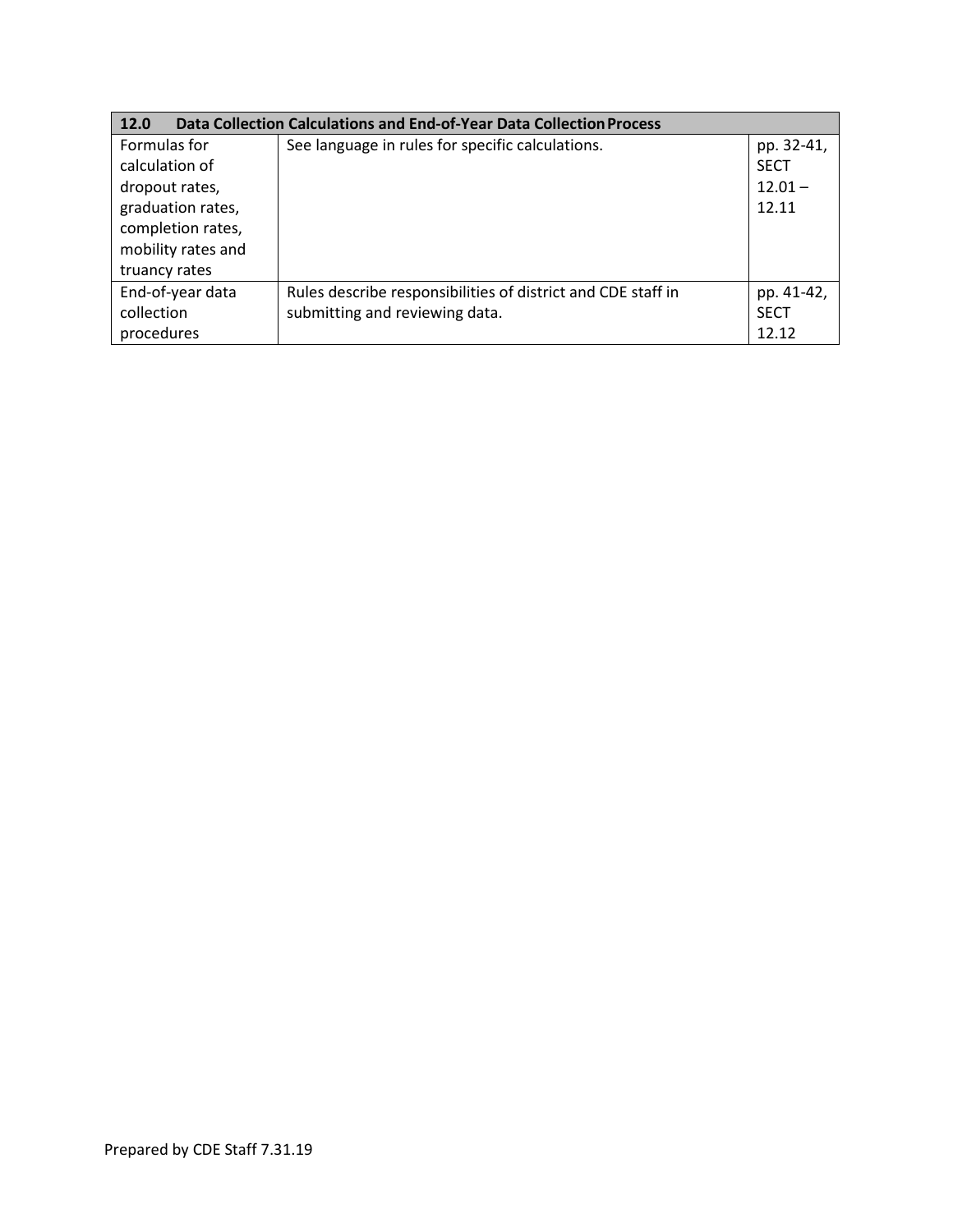| 12.0 Data Collection Calculations and End-of-Year Data Collection Process | | |
|---|---|---|
| Formulas for calculation of dropout rates, graduation rates, completion rates, mobility rates and truancy rates | See language in rules for specific calculations. | pp. 32-41, SECT 12.01 – 12.11 |
| End-of-year data collection procedures | Rules describe responsibilities of district and CDE staff in submitting and reviewing data. | pp. 41-42, SECT 12.12 |

Prepared by CDE Staff 7.31.19